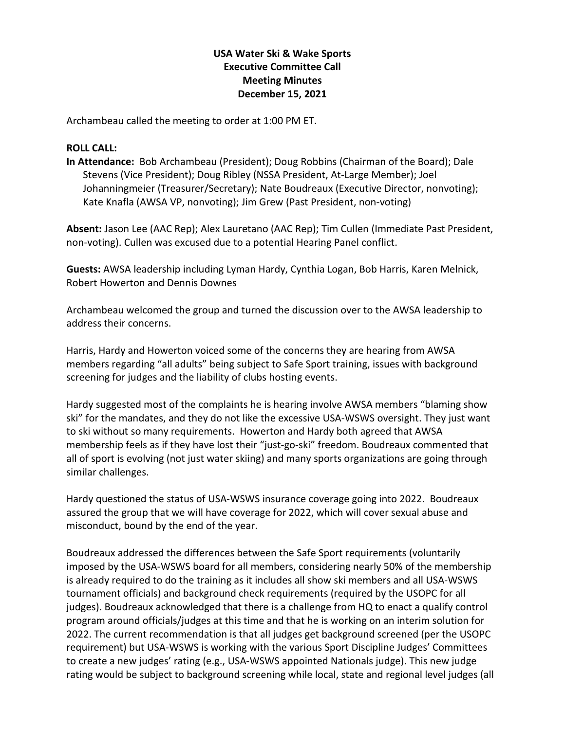**USA Water Ski & Wake Sports**
**Executive Committee Call**
**Meeting Minutes**
**December 15, 2021**

Archambeau called the meeting to order at 1:00 PM ET.

**ROLL CALL:**

**In Attendance:** Bob Archambeau (President); Doug Robbins (Chairman of the Board); Dale Stevens (Vice President); Doug Ribley (NSSA President, At-Large Member); Joel Johanningmeier (Treasurer/Secretary); Nate Boudreaux (Executive Director, nonvoting); Kate Knafla (AWSA VP, nonvoting); Jim Grew (Past President, non-voting)

**Absent:** Jason Lee (AAC Rep); Alex Lauretano (AAC Rep); Tim Cullen (Immediate Past President, non-voting). Cullen was excused due to a potential Hearing Panel conflict.

**Guests:** AWSA leadership including Lyman Hardy, Cynthia Logan, Bob Harris, Karen Melnick, Robert Howerton and Dennis Downes

Archambeau welcomed the group and turned the discussion over to the AWSA leadership to address their concerns.

Harris, Hardy and Howerton voiced some of the concerns they are hearing from AWSA members regarding "all adults" being subject to Safe Sport training, issues with background screening for judges and the liability of clubs hosting events.

Hardy suggested most of the complaints he is hearing involve AWSA members "blaming show ski" for the mandates, and they do not like the excessive USA-WSWS oversight. They just want to ski without so many requirements. Howerton and Hardy both agreed that AWSA membership feels as if they have lost their "just-go-ski" freedom. Boudreaux commented that all of sport is evolving (not just water skiing) and many sports organizations are going through similar challenges.

Hardy questioned the status of USA-WSWS insurance coverage going into 2022. Boudreaux assured the group that we will have coverage for 2022, which will cover sexual abuse and misconduct, bound by the end of the year.

Boudreaux addressed the differences between the Safe Sport requirements (voluntarily imposed by the USA-WSWS board for all members, considering nearly 50% of the membership is already required to do the training as it includes all show ski members and all USA-WSWS tournament officials) and background check requirements (required by the USOPC for all judges). Boudreaux acknowledged that there is a challenge from HQ to enact a qualify control program around officials/judges at this time and that he is working on an interim solution for 2022. The current recommendation is that all judges get background screened (per the USOPC requirement) but USA-WSWS is working with the various Sport Discipline Judges' Committees to create a new judges' rating (e.g., USA-WSWS appointed Nationals judge). This new judge rating would be subject to background screening while local, state and regional level judges (all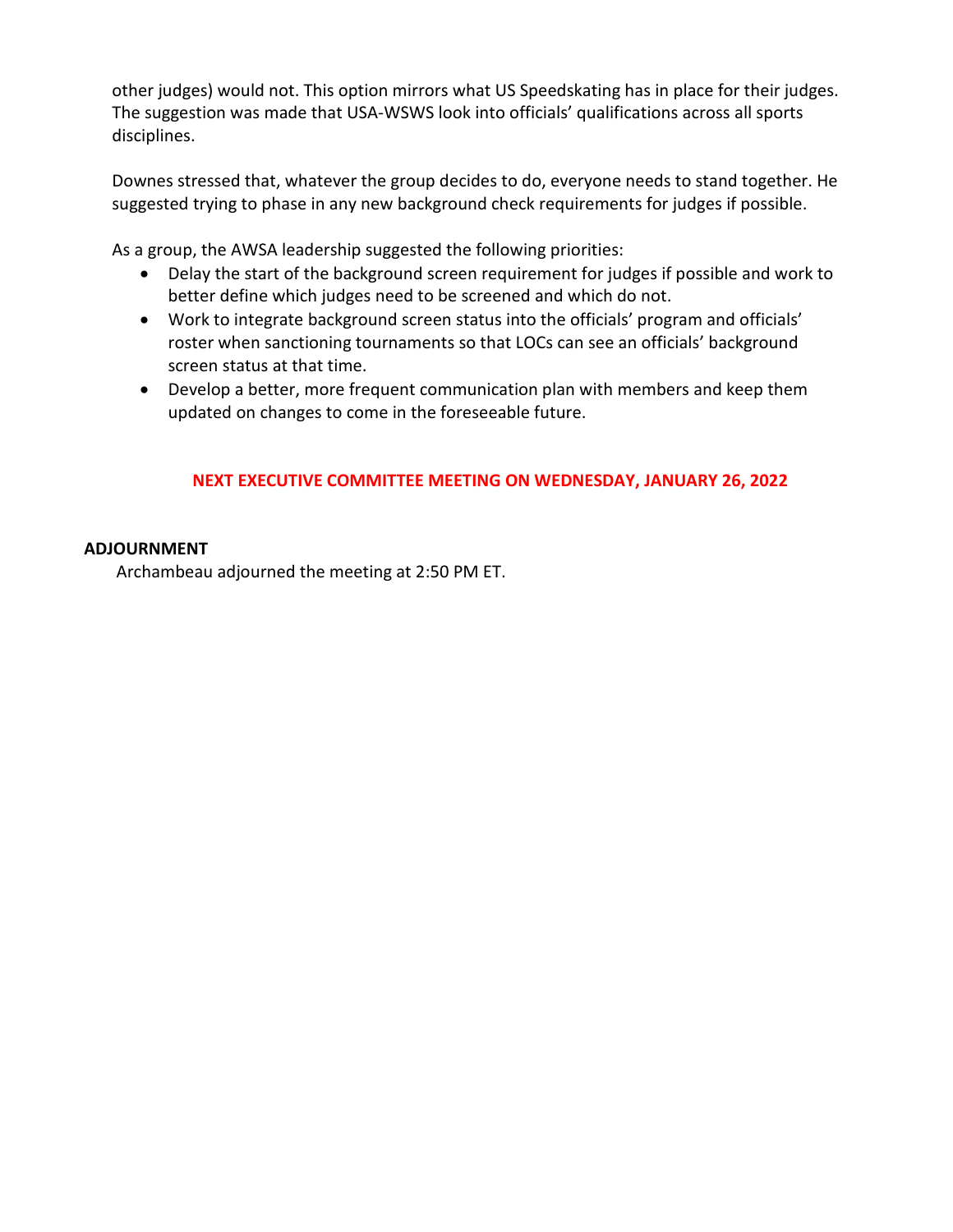other judges) would not. This option mirrors what US Speedskating has in place for their judges. The suggestion was made that USA-WSWS look into officials' qualifications across all sports disciplines.

Downes stressed that, whatever the group decides to do, everyone needs to stand together. He suggested trying to phase in any new background check requirements for judges if possible.

As a group, the AWSA leadership suggested the following priorities:

- Delay the start of the background screen requirement for judges if possible and work to better define which judges need to be screened and which do not.
- Work to integrate background screen status into the officials' program and officials' roster when sanctioning tournaments so that LOCs can see an officials' background screen status at that time.
- Develop a better, more frequent communication plan with members and keep them updated on changes to come in the foreseeable future.

**NEXT EXECUTIVE COMMITTEE MEETING ON WEDNESDAY, JANUARY 26, 2022**

**ADJOURNMENT**

Archambeau adjourned the meeting at 2:50 PM ET.